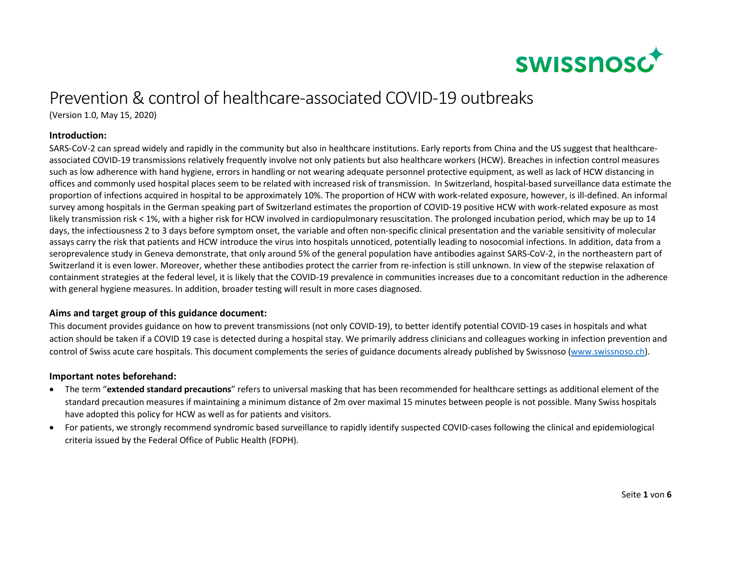# Prevention & control of healthcare-associated COVID-19 outbreaks

(Version 1.0, May 15, 2020)

### Introduction:

SARS-CoV-2 can spread widely and rapidly in the community but also in healthcare institutions. Early reports from China and the US suggest that healthcare-associated COVID-19 transmissions relatively frequently involve not only patients but also healthcare workers (HCW). Breaches in infection control measures such as low adherence with hand hygiene, errors in handling or not wearing adequate personnel protective equipment, as well as lack of HCW distancing in offices and commonly used hospital places seem to be related with increased risk of transmission. In Switzerland, hospital-based surveillance data estimate the proportion of infections acquired in hospital to be approximately 10%. The proportion of HCW with work-related exposure, however, is ill-defined. An informal survey among hospitals in the German speaking part of Switzerland estimates the proportion of COVID-19 positive HCW with work-related exposure as most likely transmission risk < 1%, with a higher risk for HCW involved in cardiopulmonary resuscitation. The prolonged incubation period, which may be up to 14 days, the infectiousness 2 to 3 days before symptom onset, the variable and often non-specific clinical presentation and the variable sensitivity of molecular assays carry the risk that patients and HCW introduce the virus into hospitals unnoticed, potentially leading to nosocomial infections. In addition, data from a seroprevalence study in Geneva demonstrate, that only around 5% of the general population have antibodies against SARS-CoV-2, in the northeastern part of Switzerland it is even lower. Moreover, whether these antibodies protect the carrier from re-infection is still unknown. In view of the stepwise relaxation of containment strategies at the federal level, it is likely that the COVID-19 prevalence in communities increases due to a concomitant reduction in the adherence with general hygiene measures. In addition, broader testing will result in more cases diagnosed.

### Aims and target group of this guidance document:

This document provides guidance on how to prevent transmissions (not only COVID-19), to better identify potential COVID-19 cases in hospitals and what action should be taken if a COVID 19 case is detected during a hospital stay. We primarily address clinicians and colleagues working in infection prevention and control of Swiss acute care hospitals. This document complements the series of guidance documents already published by Swissnoso (www.swissnoso.ch).

### Important notes beforehand:

- The term "**extended standard precautions**" refers to universal masking that has been recommended for healthcare settings as additional element of the standard precaution measures if maintaining a minimum distance of 2m over maximal 15 minutes between people is not possible. Many Swiss hospitals have adopted this policy for HCW as well as for patients and visitors.
- For patients, we strongly recommend syndromic based surveillance to rapidly identify suspected COVID-cases following the clinical and epidemiological criteria issued by the Federal Office of Public Health (FOPH).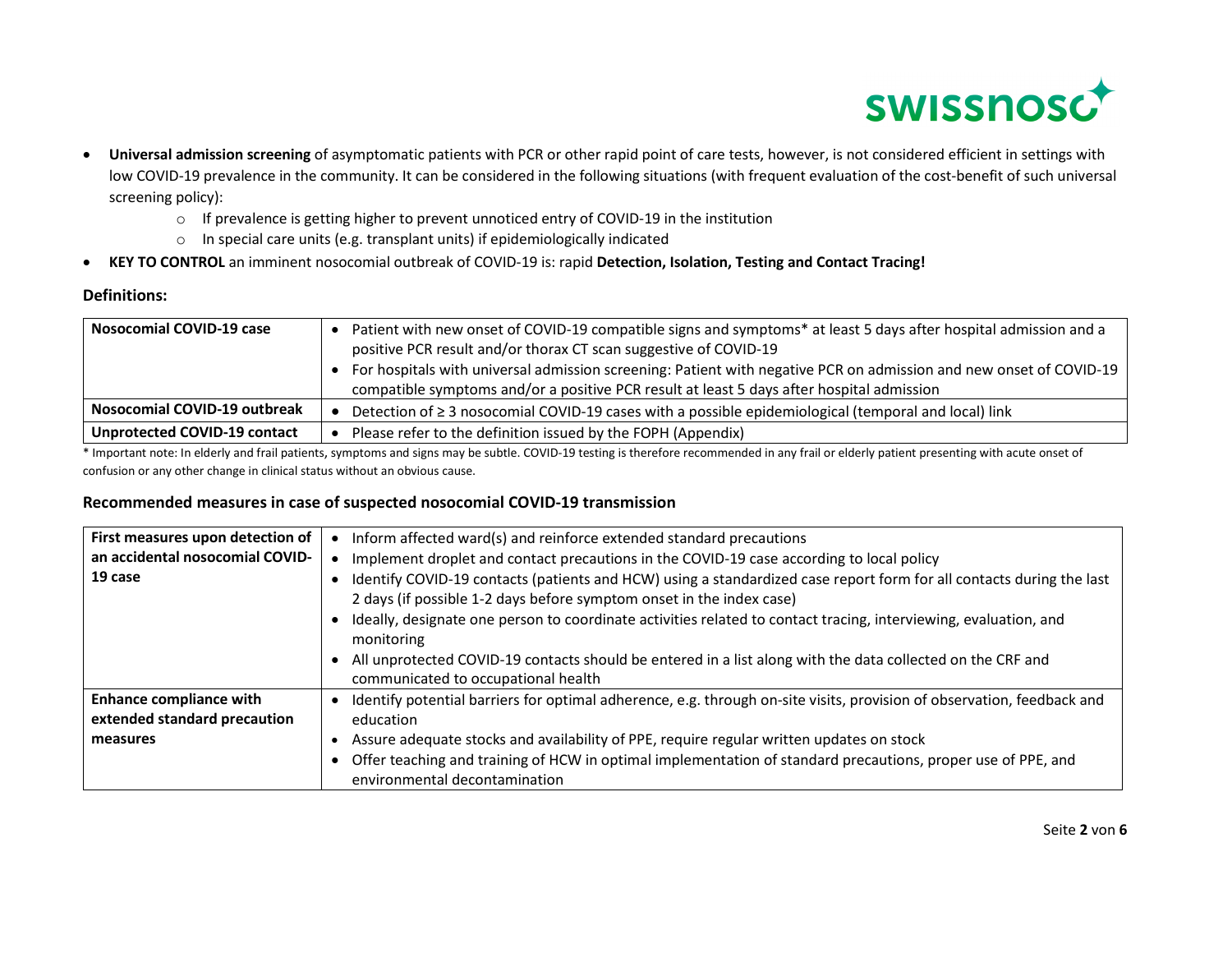- **Universal admission screening** of asymptomatic patients with PCR or other rapid point of care tests, however, is not considered efficient in settings with low COVID-19 prevalence in the community. It can be considered in the following situations (with frequent evaluation of the cost-benefit of such universal screening policy):
  - If prevalence is getting higher to prevent unnoticed entry of COVID-19 in the institution
  - In special care units (e.g. transplant units) if epidemiologically indicated
- **KEY TO CONTROL** an imminent nosocomial outbreak of COVID-19 is: rapid **Detection, Isolation, Testing and Contact Tracing!**

### Definitions:

| | |
|---|---|
| **Nosocomial COVID-19 case** | • Patient with new onset of COVID-19 compatible signs and symptoms* at least 5 days after hospital admission and a positive PCR result and/or thorax CT scan suggestive of COVID-19<br>• For hospitals with universal admission screening: Patient with negative PCR on admission and new onset of COVID-19 compatible symptoms and/or a positive PCR result at least 5 days after hospital admission |
| **Nosocomial COVID-19 outbreak** | • Detection of ≥ 3 nosocomial COVID-19 cases with a possible epidemiological (temporal and local) link |
| **Unprotected COVID-19 contact** | • Please refer to the definition issued by the FOPH (Appendix) |

* Important note: In elderly and frail patients, symptoms and signs may be subtle. COVID-19 testing is therefore recommended in any frail or elderly patient presenting with acute onset of confusion or any other change in clinical status without an obvious cause.

### Recommended measures in case of suspected nosocomial COVID-19 transmission

| | |
|---|---|
| **First measures upon detection of an accidental nosocomial COVID-19 case** | • Inform affected ward(s) and reinforce extended standard precautions<br>• Implement droplet and contact precautions in the COVID-19 case according to local policy<br>• Identify COVID-19 contacts (patients and HCW) using a standardized case report form for all contacts during the last 2 days (if possible 1-2 days before symptom onset in the index case)<br>• Ideally, designate one person to coordinate activities related to contact tracing, interviewing, evaluation, and monitoring<br>• All unprotected COVID-19 contacts should be entered in a list along with the data collected on the CRF and communicated to occupational health |
| **Enhance compliance with extended standard precaution measures** | • Identify potential barriers for optimal adherence, e.g. through on-site visits, provision of observation, feedback and education<br>• Assure adequate stocks and availability of PPE, require regular written updates on stock<br>• Offer teaching and training of HCW in optimal implementation of standard precautions, proper use of PPE, and environmental decontamination |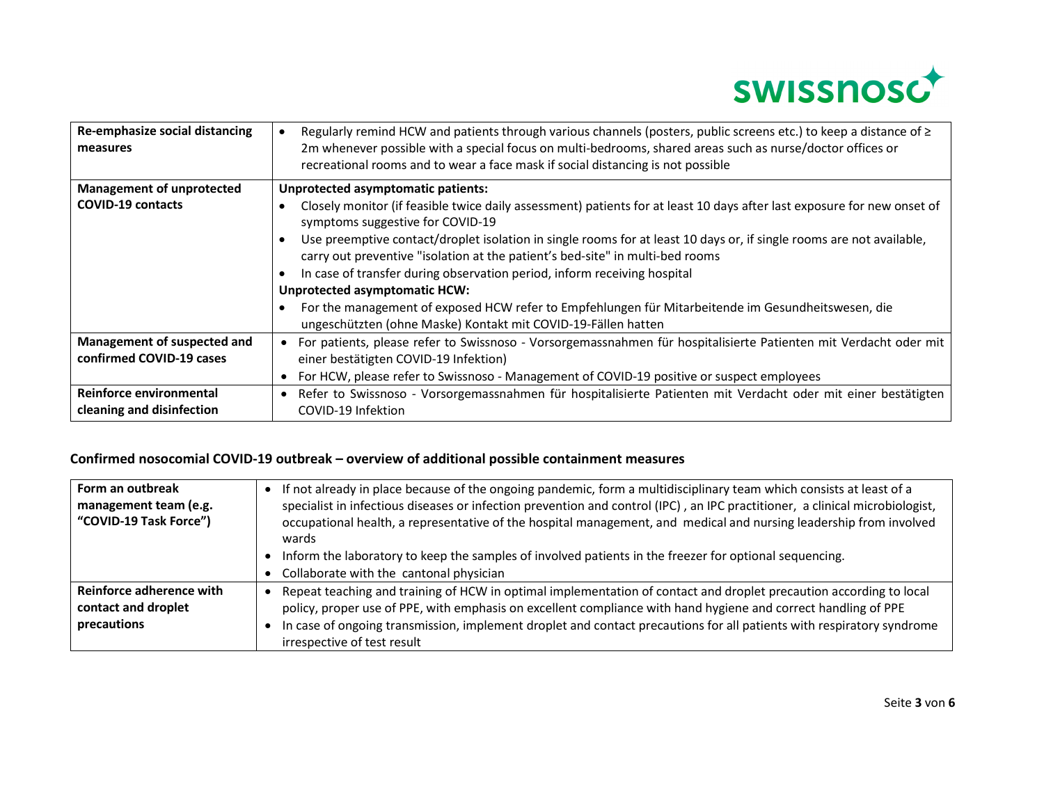| | |
|---|---|
| **Re-emphasize social distancing measures** | • Regularly remind HCW and patients through various channels (posters, public screens etc.) to keep a distance of ≥ 2m whenever possible with a special focus on multi-bedrooms, shared areas such as nurse/doctor offices or recreational rooms and to wear a face mask if social distancing is not possible |
| **Management of unprotected COVID-19 contacts** | **Unprotected asymptomatic patients:**<br>• Closely monitor (if feasible twice daily assessment) patients for at least 10 days after last exposure for new onset of symptoms suggestive for COVID-19<br>• Use preemptive contact/droplet isolation in single rooms for at least 10 days or, if single rooms are not available, carry out preventive "isolation at the patient's bed-site" in multi-bed rooms<br>• In case of transfer during observation period, inform receiving hospital<br>**Unprotected asymptomatic HCW:**<br>• For the management of exposed HCW refer to Empfehlungen für Mitarbeitende im Gesundheitswesen, die ungeschützten (ohne Maske) Kontakt mit COVID-19-Fällen hatten |
| **Management of suspected and confirmed COVID-19 cases** | • For patients, please refer to Swissnoso - Vorsorgemassnahmen für hospitalisierte Patienten mit Verdacht oder mit einer bestätigten COVID-19 Infektion)<br>• For HCW, please refer to Swissnoso - Management of COVID-19 positive or suspect employees |
| **Reinforce environmental cleaning and disinfection** | • Refer to Swissnoso - Vorsorgemassnahmen für hospitalisierte Patienten mit Verdacht oder mit einer bestätigten COVID-19 Infektion |

### Confirmed nosocomial COVID-19 outbreak – overview of additional possible containment measures

| | |
|---|---|
| **Form an outbreak management team (e.g. "COVID-19 Task Force")** | • If not already in place because of the ongoing pandemic, form a multidisciplinary team which consists at least of a specialist in infectious diseases or infection prevention and control (IPC) , an IPC practitioner, a clinical microbiologist, occupational health, a representative of the hospital management, and medical and nursing leadership from involved wards<br>• Inform the laboratory to keep the samples of involved patients in the freezer for optional sequencing.<br>• Collaborate with the cantonal physician |
| **Reinforce adherence with contact and droplet precautions** | • Repeat teaching and training of HCW in optimal implementation of contact and droplet precaution according to local policy, proper use of PPE, with emphasis on excellent compliance with hand hygiene and correct handling of PPE<br>• In case of ongoing transmission, implement droplet and contact precautions for all patients with respiratory syndrome irrespective of test result |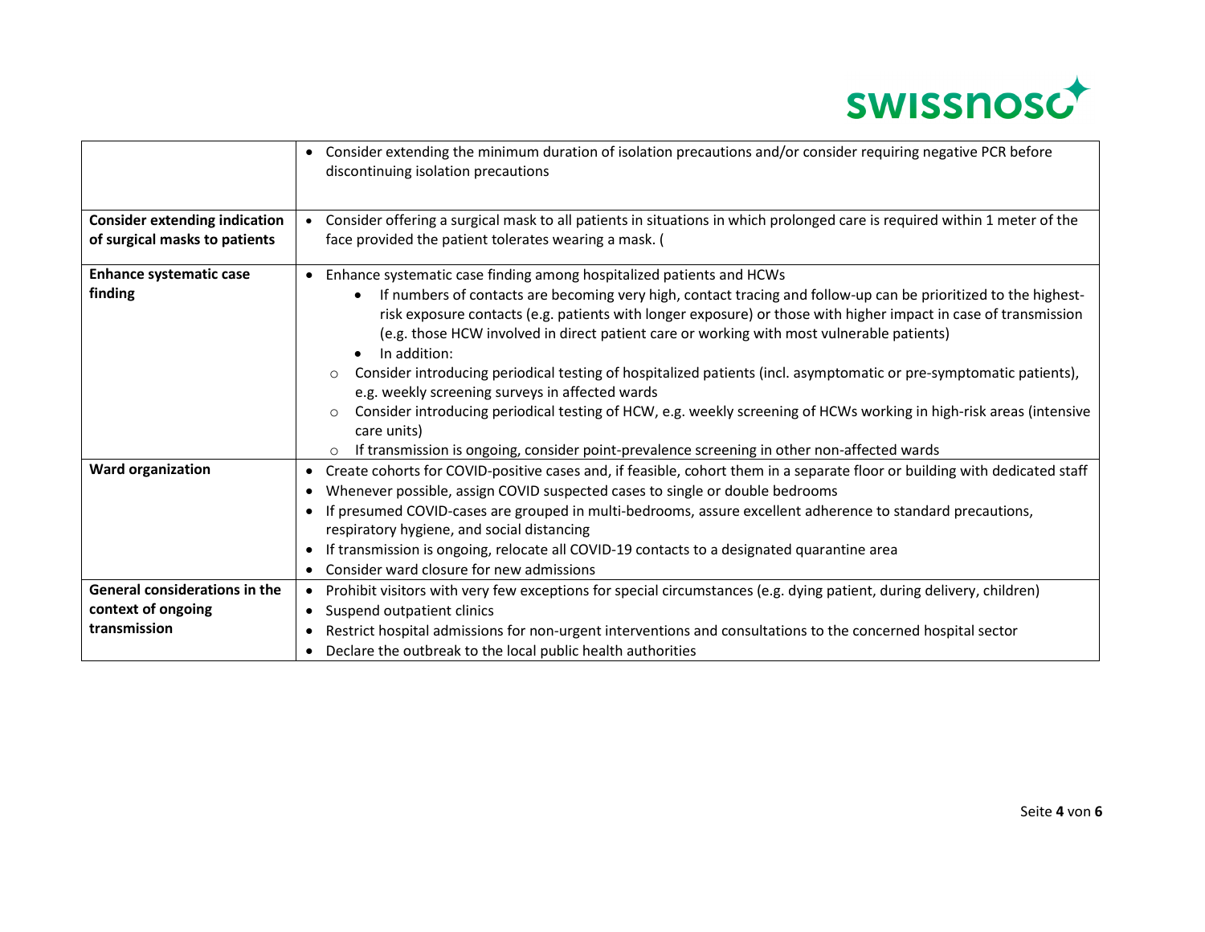| | |
|---|---|
| | • Consider extending the minimum duration of isolation precautions and/or consider requiring negative PCR before discontinuing isolation precautions |
| **Consider extending indication of surgical masks to patients** | • Consider offering a surgical mask to all patients in situations in which prolonged care is required within 1 meter of the face provided the patient tolerates wearing a mask. ( |
| **Enhance systematic case finding** | • Enhance systematic case finding among hospitalized patients and HCWs<br>  • If numbers of contacts are becoming very high, contact tracing and follow-up can be prioritized to the highest-risk exposure contacts (e.g. patients with longer exposure) or those with higher impact in case of transmission (e.g. those HCW involved in direct patient care or working with most vulnerable patients)<br>  • In addition:<br>○ Consider introducing periodical testing of hospitalized patients (incl. asymptomatic or pre-symptomatic patients), e.g. weekly screening surveys in affected wards<br>○ Consider introducing periodical testing of HCW, e.g. weekly screening of HCWs working in high-risk areas (intensive care units)<br>○ If transmission is ongoing, consider point-prevalence screening in other non-affected wards |
| **Ward organization** | • Create cohorts for COVID-positive cases and, if feasible, cohort them in a separate floor or building with dedicated staff<br>• Whenever possible, assign COVID suspected cases to single or double bedrooms<br>• If presumed COVID-cases are grouped in multi-bedrooms, assure excellent adherence to standard precautions, respiratory hygiene, and social distancing<br>• If transmission is ongoing, relocate all COVID-19 contacts to a designated quarantine area<br>• Consider ward closure for new admissions |
| **General considerations in the context of ongoing transmission** | • Prohibit visitors with very few exceptions for special circumstances (e.g. dying patient, during delivery, children)<br>• Suspend outpatient clinics<br>• Restrict hospital admissions for non-urgent interventions and consultations to the concerned hospital sector<br>• Declare the outbreak to the local public health authorities |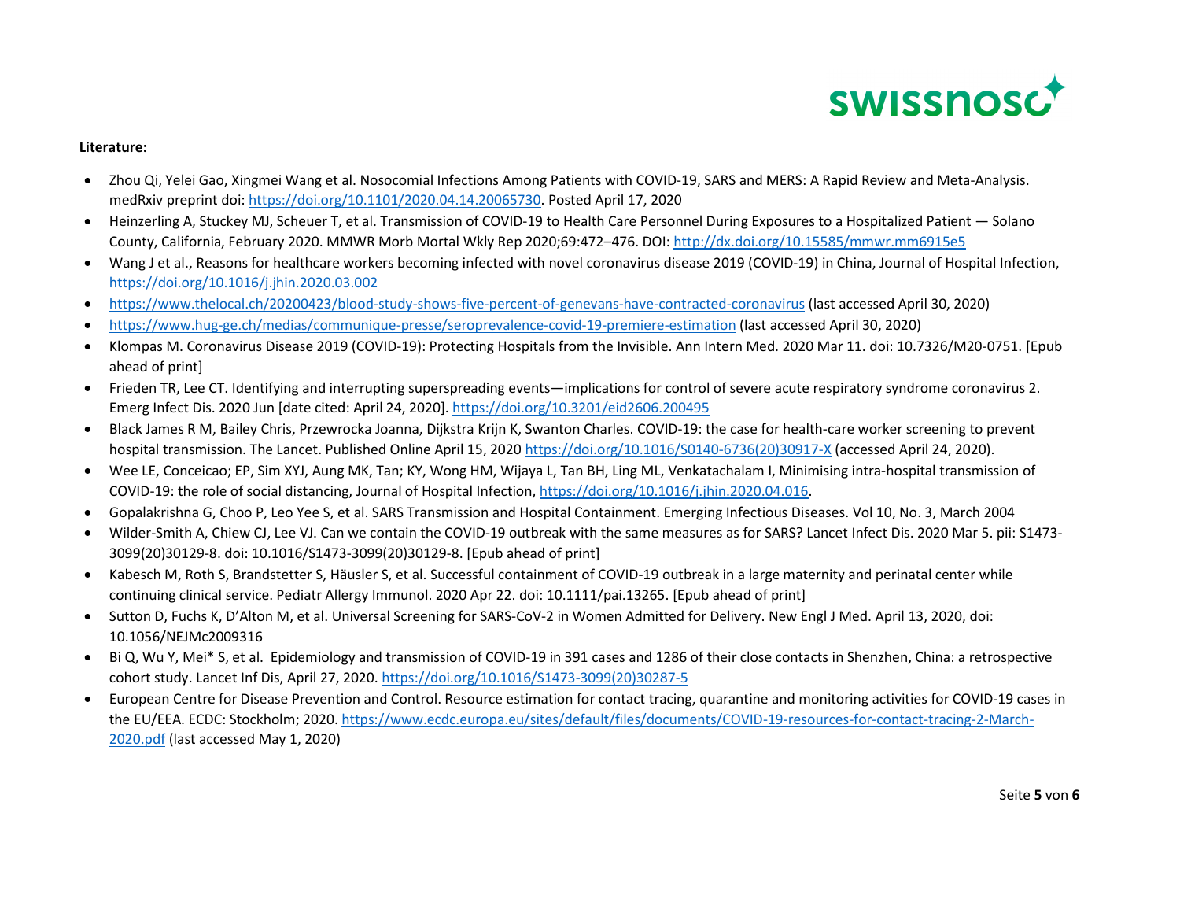**Literature:**

- Zhou Qi, Yelei Gao, Xingmei Wang et al. Nosocomial Infections Among Patients with COVID-19, SARS and MERS: A Rapid Review and Meta-Analysis. medRxiv preprint doi: https://doi.org/10.1101/2020.04.14.20065730. Posted April 17, 2020
- Heinzerling A, Stuckey MJ, Scheuer T, et al. Transmission of COVID-19 to Health Care Personnel During Exposures to a Hospitalized Patient — Solano County, California, February 2020. MMWR Morb Mortal Wkly Rep 2020;69:472–476. DOI: http://dx.doi.org/10.15585/mmwr.mm6915e5
- Wang J et al., Reasons for healthcare workers becoming infected with novel coronavirus disease 2019 (COVID-19) in China, Journal of Hospital Infection, https://doi.org/10.1016/j.jhin.2020.03.002
- https://www.thelocal.ch/20200423/blood-study-shows-five-percent-of-genevans-have-contracted-coronavirus (last accessed April 30, 2020)
- https://www.hug-ge.ch/medias/communique-presse/seroprevalence-covid-19-premiere-estimation (last accessed April 30, 2020)
- Klompas M. Coronavirus Disease 2019 (COVID-19): Protecting Hospitals from the Invisible. Ann Intern Med. 2020 Mar 11. doi: 10.7326/M20-0751. [Epub ahead of print]
- Frieden TR, Lee CT. Identifying and interrupting superspreading events—implications for control of severe acute respiratory syndrome coronavirus 2. Emerg Infect Dis. 2020 Jun [date cited: April 24, 2020]. https://doi.org/10.3201/eid2606.200495
- Black James R M, Bailey Chris, Przewrocka Joanna, Dijkstra Krijn K, Swanton Charles. COVID-19: the case for health-care worker screening to prevent hospital transmission. The Lancet. Published Online April 15, 2020 https://doi.org/10.1016/S0140-6736(20)30917-X (accessed April 24, 2020).
- Wee LE, Conceicao; EP, Sim XYJ, Aung MK, Tan; KY, Wong HM, Wijaya L, Tan BH, Ling ML, Venkatachalam I, Minimising intra-hospital transmission of COVID-19: the role of social distancing, Journal of Hospital Infection, https://doi.org/10.1016/j.jhin.2020.04.016.
- Gopalakrishna G, Choo P, Leo Yee S, et al. SARS Transmission and Hospital Containment. Emerging Infectious Diseases. Vol 10, No. 3, March 2004
- Wilder-Smith A, Chiew CJ, Lee VJ. Can we contain the COVID-19 outbreak with the same measures as for SARS? Lancet Infect Dis. 2020 Mar 5. pii: S1473-3099(20)30129-8. doi: 10.1016/S1473-3099(20)30129-8. [Epub ahead of print]
- Kabesch M, Roth S, Brandstetter S, Häusler S, et al. Successful containment of COVID-19 outbreak in a large maternity and perinatal center while continuing clinical service. Pediatr Allergy Immunol. 2020 Apr 22. doi: 10.1111/pai.13265. [Epub ahead of print]
- Sutton D, Fuchs K, D'Alton M, et al. Universal Screening for SARS-CoV-2 in Women Admitted for Delivery. New Engl J Med. April 13, 2020, doi: 10.1056/NEJMc2009316
- Bi Q, Wu Y, Mei* S, et al. Epidemiology and transmission of COVID-19 in 391 cases and 1286 of their close contacts in Shenzhen, China: a retrospective cohort study. Lancet Inf Dis, April 27, 2020. https://doi.org/10.1016/S1473-3099(20)30287-5
- European Centre for Disease Prevention and Control. Resource estimation for contact tracing, quarantine and monitoring activities for COVID-19 cases in the EU/EEA. ECDC: Stockholm; 2020. https://www.ecdc.europa.eu/sites/default/files/documents/COVID-19-resources-for-contact-tracing-2-March-2020.pdf (last accessed May 1, 2020)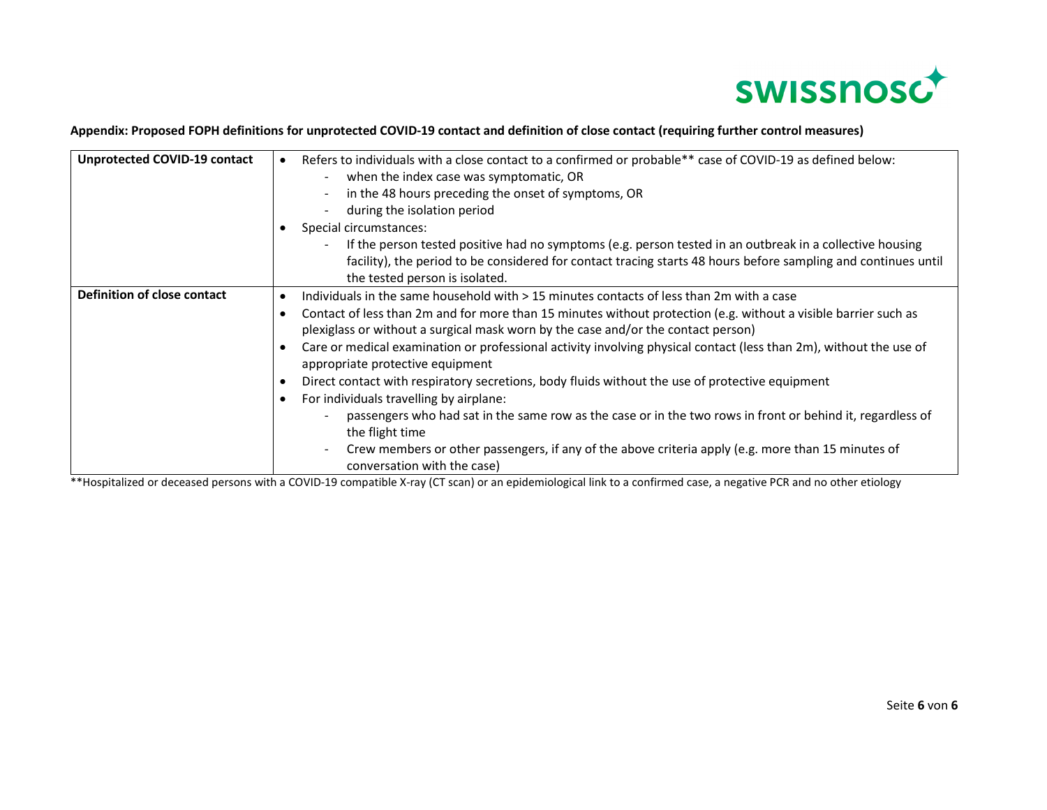**Appendix: Proposed FOPH definitions for unprotected COVID-19 contact and definition of close contact (requiring further control measures)**

| | |
|---|---|
| **Unprotected COVID-19 contact** | • Refers to individuals with a close contact to a confirmed or probable** case of COVID-19 as defined below:<br>- when the index case was symptomatic, OR<br>- in the 48 hours preceding the onset of symptoms, OR<br>- during the isolation period<br>• Special circumstances:<br>- If the person tested positive had no symptoms (e.g. person tested in an outbreak in a collective housing facility), the period to be considered for contact tracing starts 48 hours before sampling and continues until the tested person is isolated. |
| **Definition of close contact** | • Individuals in the same household with > 15 minutes contacts of less than 2m with a case<br>• Contact of less than 2m and for more than 15 minutes without protection (e.g. without a visible barrier such as plexiglass or without a surgical mask worn by the case and/or the contact person)<br>• Care or medical examination or professional activity involving physical contact (less than 2m), without the use of appropriate protective equipment<br>• Direct contact with respiratory secretions, body fluids without the use of protective equipment<br>• For individuals travelling by airplane:<br>- passengers who had sat in the same row as the case or in the two rows in front or behind it, regardless of the flight time<br>- Crew members or other passengers, if any of the above criteria apply (e.g. more than 15 minutes of conversation with the case) |

**Hospitalized or deceased persons with a COVID-19 compatible X-ray (CT scan) or an epidemiological link to a confirmed case, a negative PCR and no other etiology